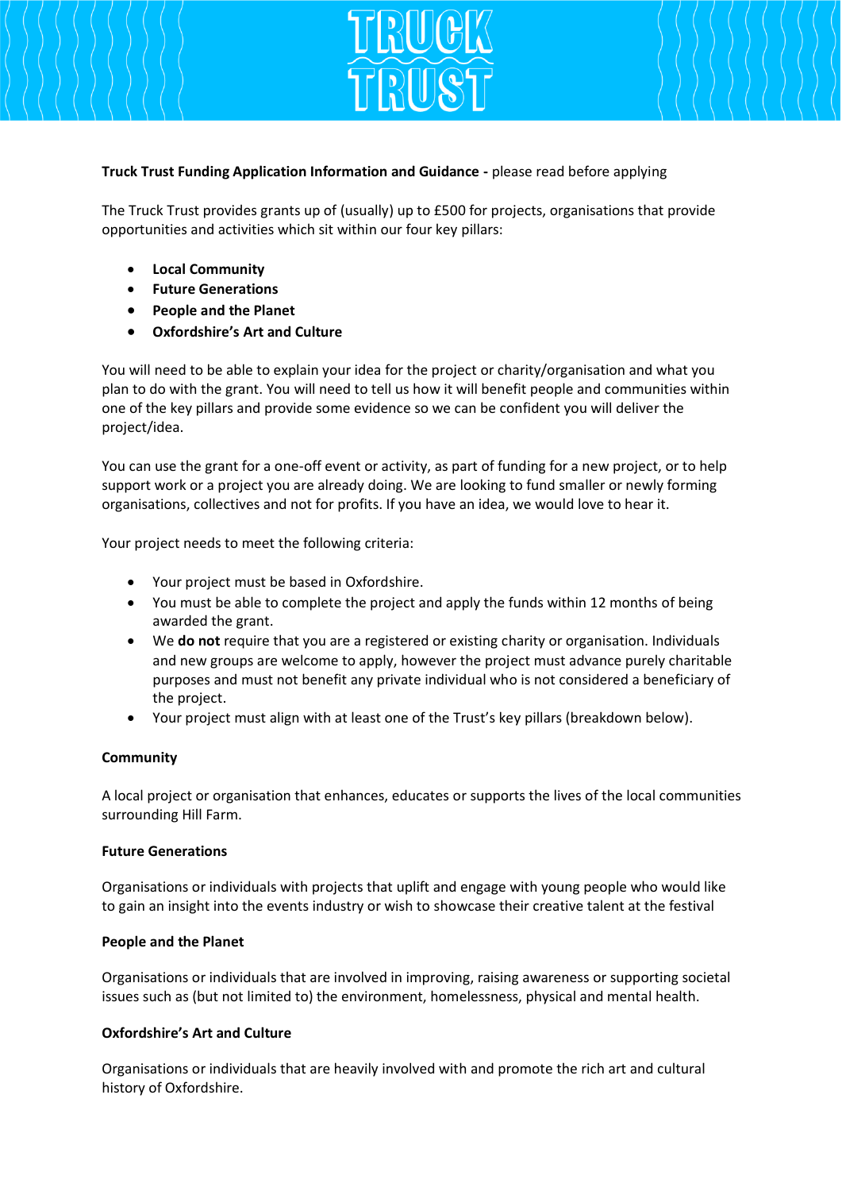# TRUCK TRUST

**Truck Trust Funding Application Information and Guidance -** please read before applying

The Truck Trust provides grants up of (usually) up to £500 for projects, organisations that provide opportunities and activities which sit within our four key pillars:

- **Local Community**
- **Future Generations**
- **People and the Planet**
- **Oxfordshire's Art and Culture**

You will need to be able to explain your idea for the project or charity/organisation and what you plan to do with the grant. You will need to tell us how it will benefit people and communities within one of the key pillars and provide some evidence so we can be confident you will deliver the project/idea.

You can use the grant for a one-off event or activity, as part of funding for a new project, or to help support work or a project you are already doing. We are looking to fund smaller or newly forming organisations, collectives and not for profits. If you have an idea, we would love to hear it.

Your project needs to meet the following criteria:

- Your project must be based in Oxfordshire.
- You must be able to complete the project and apply the funds within 12 months of being awarded the grant.
- We **do not** require that you are a registered or existing charity or organisation. Individuals and new groups are welcome to apply, however the project must advance purely charitable purposes and must not benefit any private individual who is not considered a beneficiary of the project.
- Your project must align with at least one of the Trust's key pillars (breakdown below).

**Community**

A local project or organisation that enhances, educates or supports the lives of the local communities surrounding Hill Farm.

**Future Generations**

Organisations or individuals with projects that uplift and engage with young people who would like to gain an insight into the events industry or wish to showcase their creative talent at the festival

**People and the Planet**

Organisations or individuals that are involved in improving, raising awareness or supporting societal issues such as (but not limited to) the environment, homelessness, physical and mental health.

**Oxfordshire's Art and Culture**

Organisations or individuals that are heavily involved with and promote the rich art and cultural history of Oxfordshire.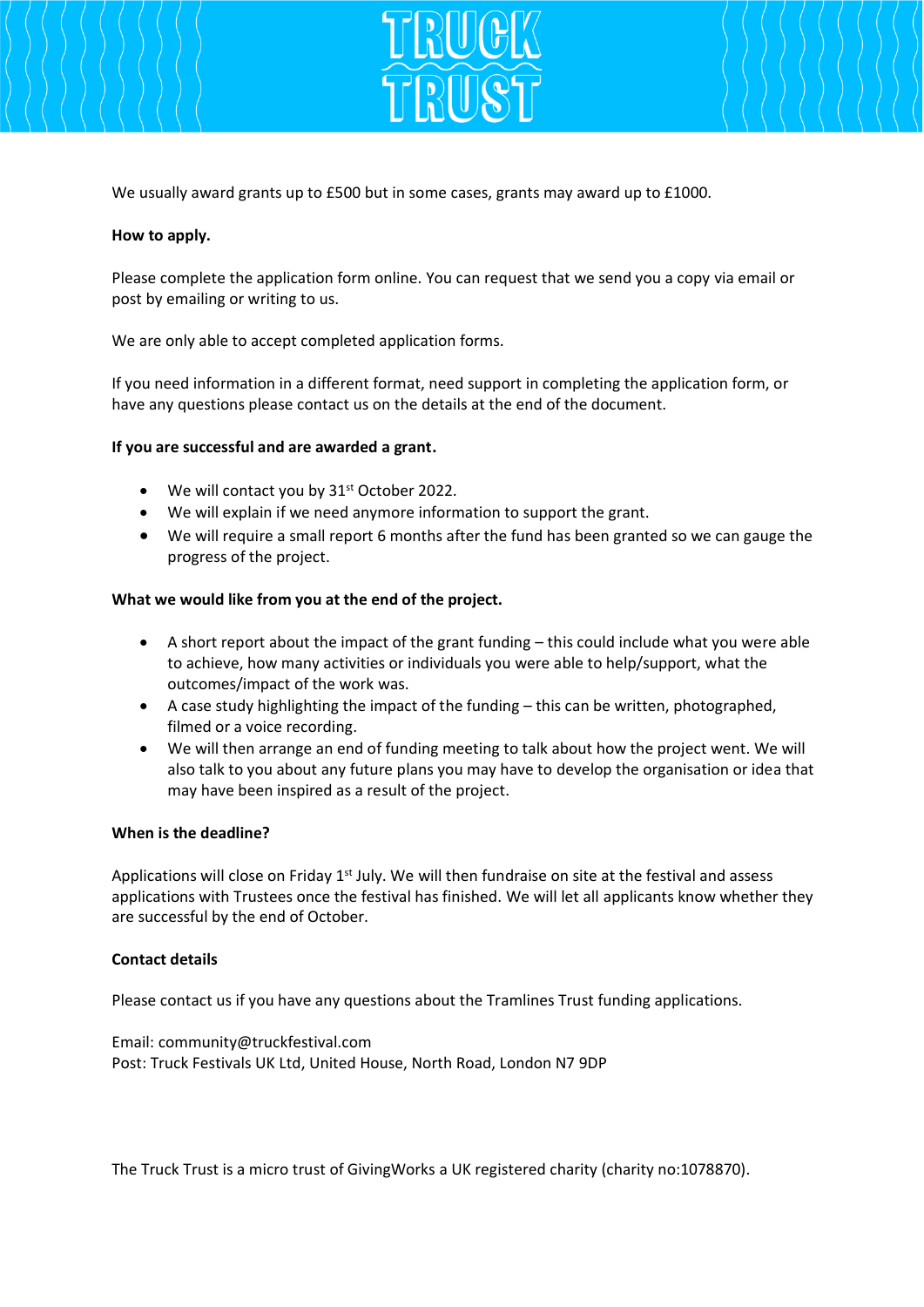We usually award grants up to £500 but in some cases, grants may award up to £1000.

**How to apply.**

Please complete the application form online. You can request that we send you a copy via email or post by emailing or writing to us.

We are only able to accept completed application forms.

If you need information in a different format, need support in completing the application form, or have any questions please contact us on the details at the end of the document.

**If you are successful and are awarded a grant.**

- We will contact you by 31st October 2022.
- We will explain if we need anymore information to support the grant.
- We will require a small report 6 months after the fund has been granted so we can gauge the progress of the project.

**What we would like from you at the end of the project.**

- A short report about the impact of the grant funding – this could include what you were able to achieve, how many activities or individuals you were able to help/support, what the outcomes/impact of the work was.
- A case study highlighting the impact of the funding – this can be written, photographed, filmed or a voice recording.
- We will then arrange an end of funding meeting to talk about how the project went. We will also talk to you about any future plans you may have to develop the organisation or idea that may have been inspired as a result of the project.

**When is the deadline?**

Applications will close on Friday 1st July. We will then fundraise on site at the festival and assess applications with Trustees once the festival has finished. We will let all applicants know whether they are successful by the end of October.

**Contact details**

Please contact us if you have any questions about the Tramlines Trust funding applications.

Email: community@truckfestival.com
Post: Truck Festivals UK Ltd, United House, North Road, London N7 9DP

The Truck Trust is a micro trust of GivingWorks a UK registered charity (charity no:1078870).